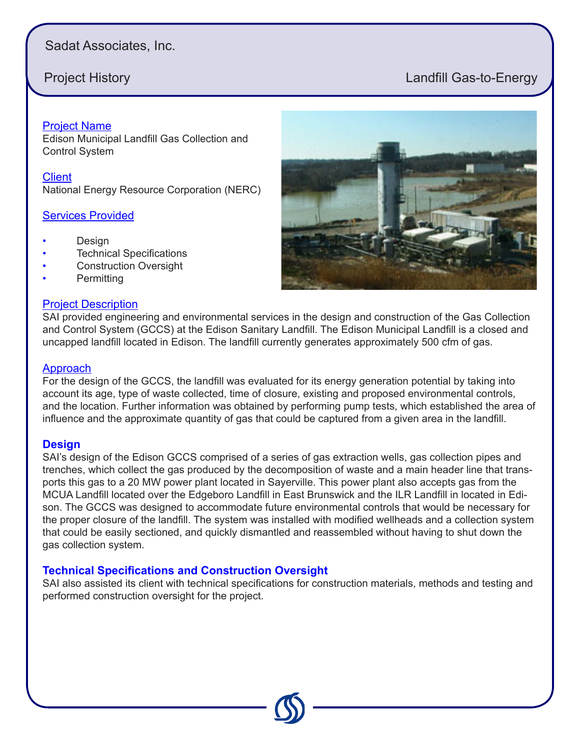Sadat Associates, Inc.

Project History — Landfill Gas-to-Energy

**Project Name**
Edison Municipal Landfill Gas Collection and Control System

**Client**
National Energy Resource Corporation (NERC)

**Services Provided**

- Design
- Technical Specifications
- Construction Oversight
- Permitting

**Project Description**
SAI provided engineering and environmental services in the design and construction of the Gas Collection and Control System (GCCS) at the Edison Sanitary Landfill. The Edison Municipal Landfill is a closed and uncapped landfill located in Edison. The landfill currently generates approximately 500 cfm of gas.

**Approach**
For the design of the GCCS, the landfill was evaluated for its energy generation potential by taking into account its age, type of waste collected, time of closure, existing and proposed environmental controls, and the location. Further information was obtained by performing pump tests, which established the area of influence and the approximate quantity of gas that could be captured from a given area in the landfill.

## Design

SAI's design of the Edison GCCS comprised of a series of gas extraction wells, gas collection pipes and trenches, which collect the gas produced by the decomposition of waste and a main header line that transports this gas to a 20 MW power plant located in Sayerville. This power plant also accepts gas from the MCUA Landfill located over the Edgeboro Landfill in East Brunswick and the ILR Landfill in located in Edison. The GCCS was designed to accommodate future environmental controls that would be necessary for the proper closure of the landfill. The system was installed with modified wellheads and a collection system that could be easily sectioned, and quickly dismantled and reassembled without having to shut down the gas collection system.

## Technical Specifications and Construction Oversight

SAI also assisted its client with technical specifications for construction materials, methods and testing and performed construction oversight for the project.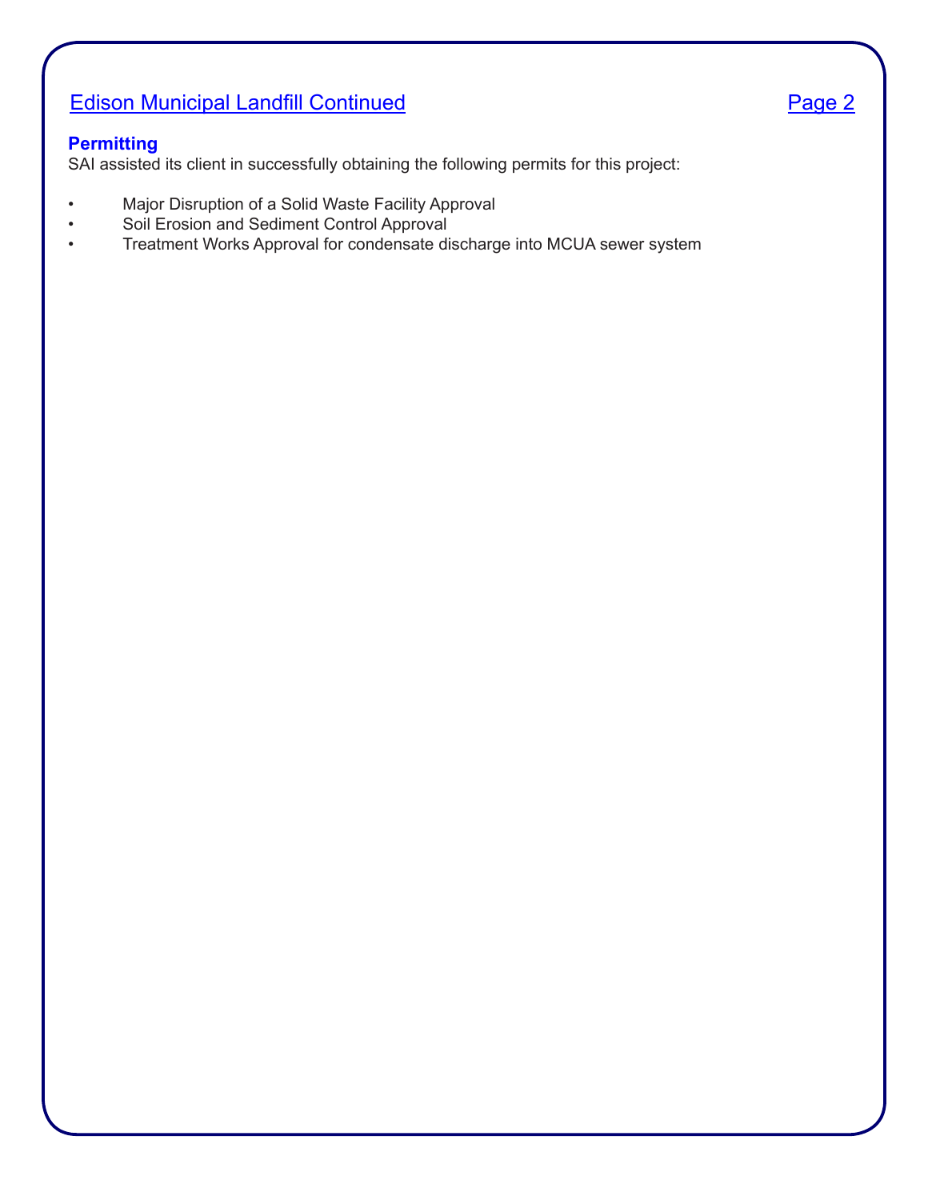## Permitting

SAI assisted its client in successfully obtaining the following permits for this project:

- Major Disruption of a Solid Waste Facility Approval
- Soil Erosion and Sediment Control Approval
- Treatment Works Approval for condensate discharge into MCUA sewer system